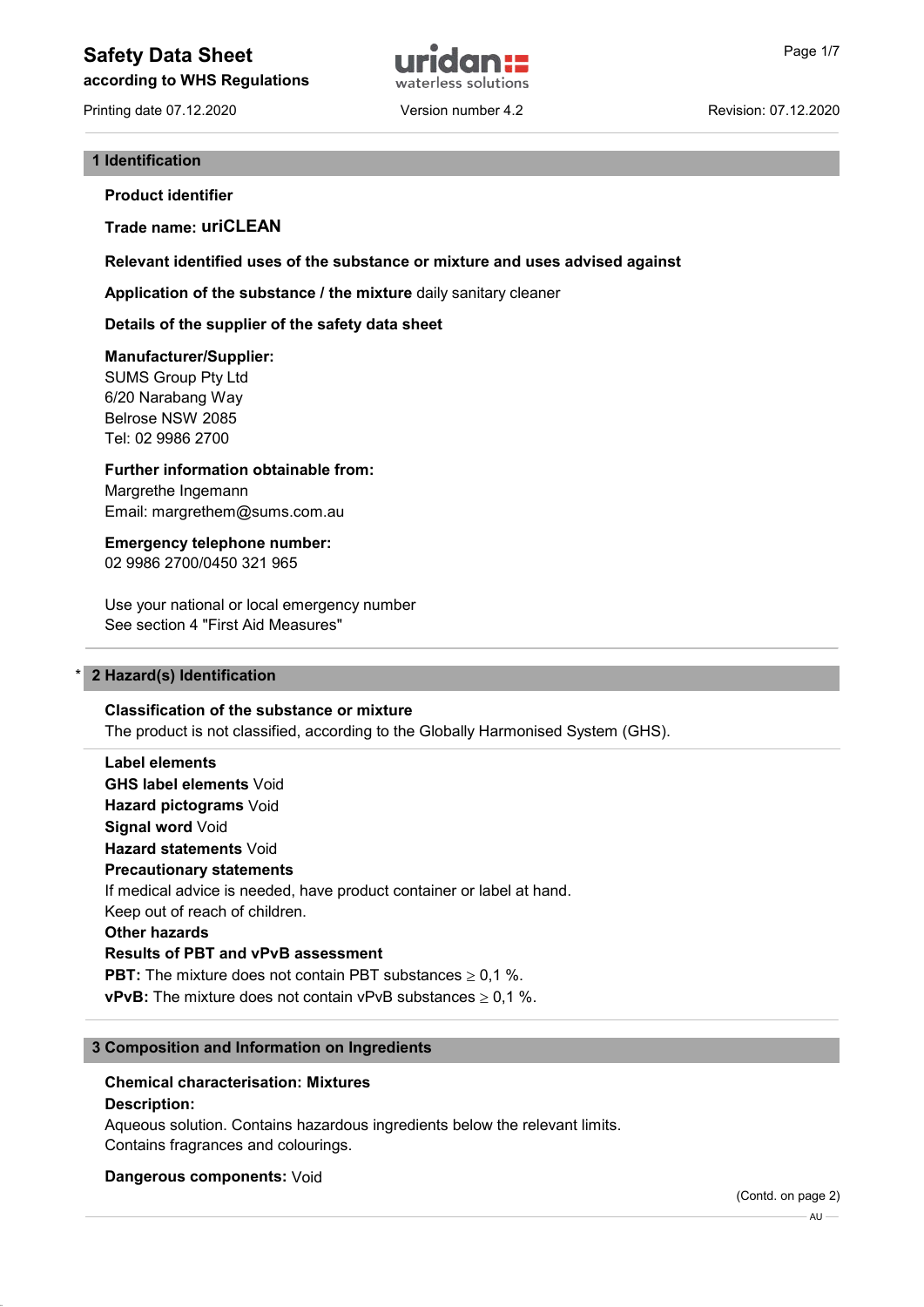# Safety Data Sheet

**according to WHS Regulations**

Printing date 07.12.2020 | Version number 4.2 | Revision: 07.12.2020

## 1 Identification

**Product identifier**

**Trade name: uriCLEAN**

**Relevant identified uses of the substance or mixture and uses advised against**

**Application of the substance / the mixture** daily sanitary cleaner

**Details of the supplier of the safety data sheet**

**Manufacturer/Supplier:**
SUMS Group Pty Ltd
6/20 Narabang Way
Belrose NSW 2085
Tel: 02 9986 2700

**Further information obtainable from:**
Margrethe Ingemann
Email: margrethem@sums.com.au

**Emergency telephone number:**
02 9986 2700/0450 321 965

Use your national or local emergency number
See section 4 "First Aid Measures"

## * 2 Hazard(s) Identification

**Classification of the substance or mixture**
The product is not classified, according to the Globally Harmonised System (GHS).

**Label elements**
**GHS label elements** Void
**Hazard pictograms** Void
**Signal word** Void
**Hazard statements** Void
**Precautionary statements**
If medical advice is needed, have product container or label at hand.
Keep out of reach of children.
**Other hazards**
**Results of PBT and vPvB assessment**
**PBT:** The mixture does not contain PBT substances ≥ 0,1 %.
**vPvB:** The mixture does not contain vPvB substances ≥ 0,1 %.

## 3 Composition and Information on Ingredients

**Chemical characterisation: Mixtures**
**Description:**
Aqueous solution. Contains hazardous ingredients below the relevant limits.
Contains fragrances and colourings.

**Dangerous components:** Void

(Contd. on page 2)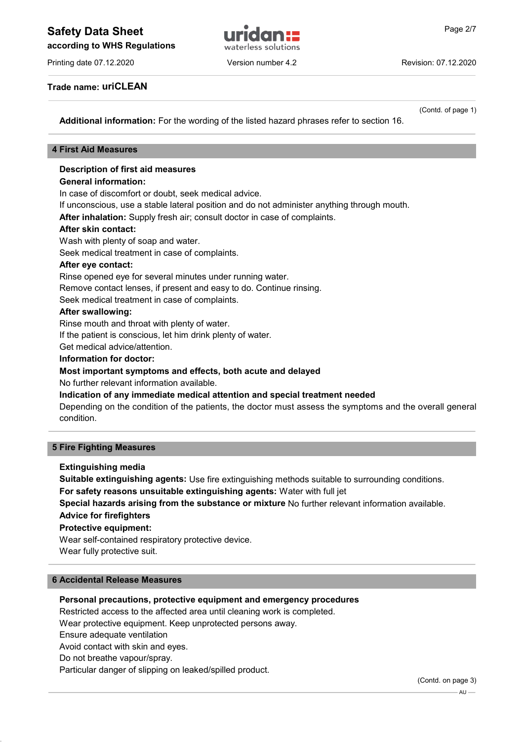(Contd. of page 1)

**Additional information:** For the wording of the listed hazard phrases refer to section 16.

## 4 First Aid Measures

**Description of first aid measures**

**General information:**

In case of discomfort or doubt, seek medical advice.
If unconscious, use a stable lateral position and do not administer anything through mouth.

**After inhalation:** Supply fresh air; consult doctor in case of complaints.

**After skin contact:**

Wash with plenty of soap and water.
Seek medical treatment in case of complaints.

**After eye contact:**

Rinse opened eye for several minutes under running water.
Remove contact lenses, if present and easy to do. Continue rinsing.
Seek medical treatment in case of complaints.

**After swallowing:**

Rinse mouth and throat with plenty of water.
If the patient is conscious, let him drink plenty of water.
Get medical advice/attention.

**Information for doctor:**

**Most important symptoms and effects, both acute and delayed**

No further relevant information available.

**Indication of any immediate medical attention and special treatment needed**

Depending on the condition of the patients, the doctor must assess the symptoms and the overall general condition.

## 5 Fire Fighting Measures

**Extinguishing media**

**Suitable extinguishing agents:** Use fire extinguishing methods suitable to surrounding conditions.

**For safety reasons unsuitable extinguishing agents:** Water with full jet

**Special hazards arising from the substance or mixture** No further relevant information available.

**Advice for firefighters**

**Protective equipment:**

Wear self-contained respiratory protective device.
Wear fully protective suit.

## 6 Accidental Release Measures

**Personal precautions, protective equipment and emergency procedures**

Restricted access to the affected area until cleaning work is completed.
Wear protective equipment. Keep unprotected persons away.
Ensure adequate ventilation
Avoid contact with skin and eyes.
Do not breathe vapour/spray.
Particular danger of slipping on leaked/spilled product.

(Contd. on page 3)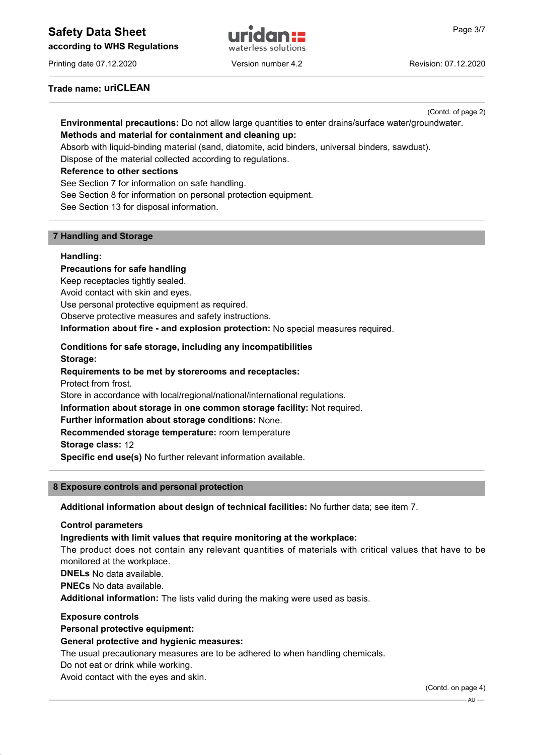Trade name: **uriCLEAN**

(Contd. of page 2)

**Environmental precautions:** Do not allow large quantities to enter drains/surface water/groundwater.

**Methods and material for containment and cleaning up:**

Absorb with liquid-binding material (sand, diatomite, acid binders, universal binders, sawdust).

Dispose of the material collected according to regulations.

**Reference to other sections**

See Section 7 for information on safe handling.

See Section 8 for information on personal protection equipment.

See Section 13 for disposal information.

## 7 Handling and Storage

**Handling:**

**Precautions for safe handling**

Keep receptacles tightly sealed.

Avoid contact with skin and eyes.

Use personal protective equipment as required.

Observe protective measures and safety instructions.

**Information about fire - and explosion protection:** No special measures required.

**Conditions for safe storage, including any incompatibilities**

**Storage:**

**Requirements to be met by storerooms and receptacles:**

Protect from frost.

Store in accordance with local/regional/national/international regulations.

**Information about storage in one common storage facility:** Not required.

**Further information about storage conditions:** None.

**Recommended storage temperature:** room temperature

**Storage class:** 12

**Specific end use(s)** No further relevant information available.

## 8 Exposure controls and personal protection

**Additional information about design of technical facilities:** No further data; see item 7.

**Control parameters**

**Ingredients with limit values that require monitoring at the workplace:**

The product does not contain any relevant quantities of materials with critical values that have to be monitored at the workplace.

**DNELs** No data available.

**PNECs** No data available.

**Additional information:** The lists valid during the making were used as basis.

**Exposure controls**

**Personal protective equipment:**

**General protective and hygienic measures:**

The usual precautionary measures are to be adhered to when handling chemicals.

Do not eat or drink while working.

Avoid contact with the eyes and skin.

(Contd. on page 4)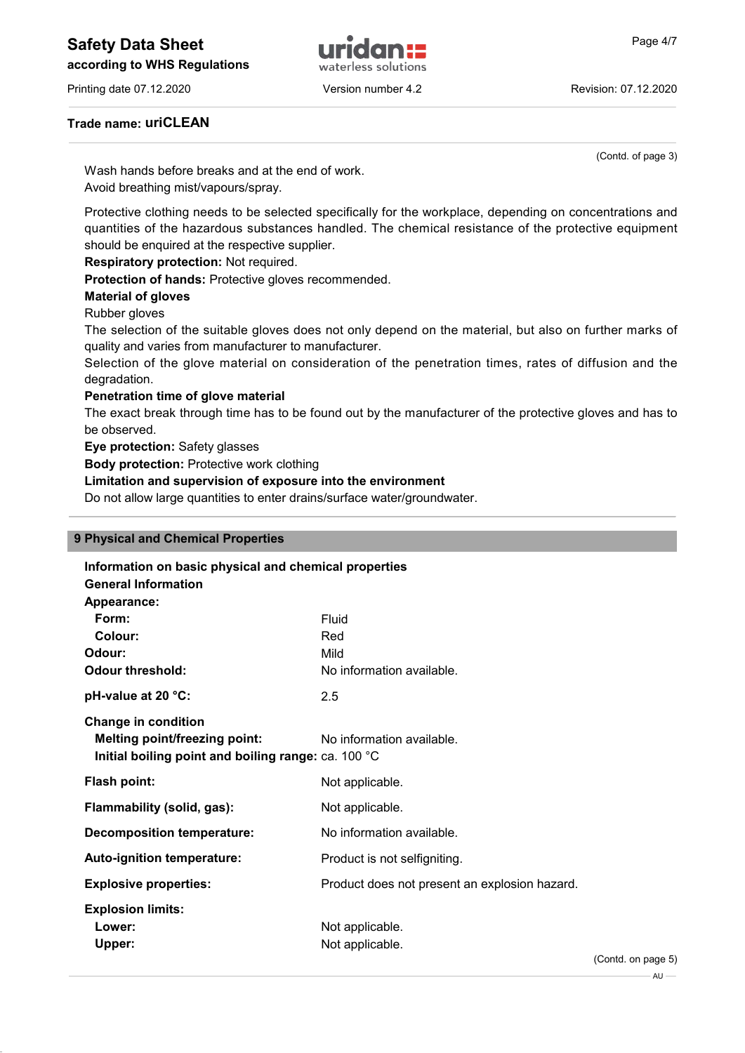**Trade name: uriCLEAN**

(Contd. of page 3)

Wash hands before breaks and at the end of work.
Avoid breathing mist/vapours/spray.

Protective clothing needs to be selected specifically for the workplace, depending on concentrations and quantities of the hazardous substances handled. The chemical resistance of the protective equipment should be enquired at the respective supplier.

**Respiratory protection:** Not required.

**Protection of hands:** Protective gloves recommended.

**Material of gloves**

Rubber gloves

The selection of the suitable gloves does not only depend on the material, but also on further marks of quality and varies from manufacturer to manufacturer.

Selection of the glove material on consideration of the penetration times, rates of diffusion and the degradation.

**Penetration time of glove material**

The exact break through time has to be found out by the manufacturer of the protective gloves and has to be observed.

**Eye protection:** Safety glasses

**Body protection:** Protective work clothing

**Limitation and supervision of exposure into the environment**

Do not allow large quantities to enter drains/surface water/groundwater.

## 9 Physical and Chemical Properties

**Information on basic physical and chemical properties**

**General Information**

**Appearance:**

| | |
|---|---|
| **Form:** | Fluid |
| **Colour:** | Red |
| **Odour:** | Mild |
| **Odour threshold:** | No information available. |
| **pH-value at 20 °C:** | 2.5 |
| **Change in condition** | |
| **Melting point/freezing point:** | No information available. |
| **Initial boiling point and boiling range:** | ca. 100 °C |
| **Flash point:** | Not applicable. |
| **Flammability (solid, gas):** | Not applicable. |
| **Decomposition temperature:** | No information available. |
| **Auto-ignition temperature:** | Product is not selfigniting. |
| **Explosive properties:** | Product does not present an explosion hazard. |
| **Explosion limits:** | |
| **Lower:** | Not applicable. |
| **Upper:** | Not applicable. |

(Contd. on page 5)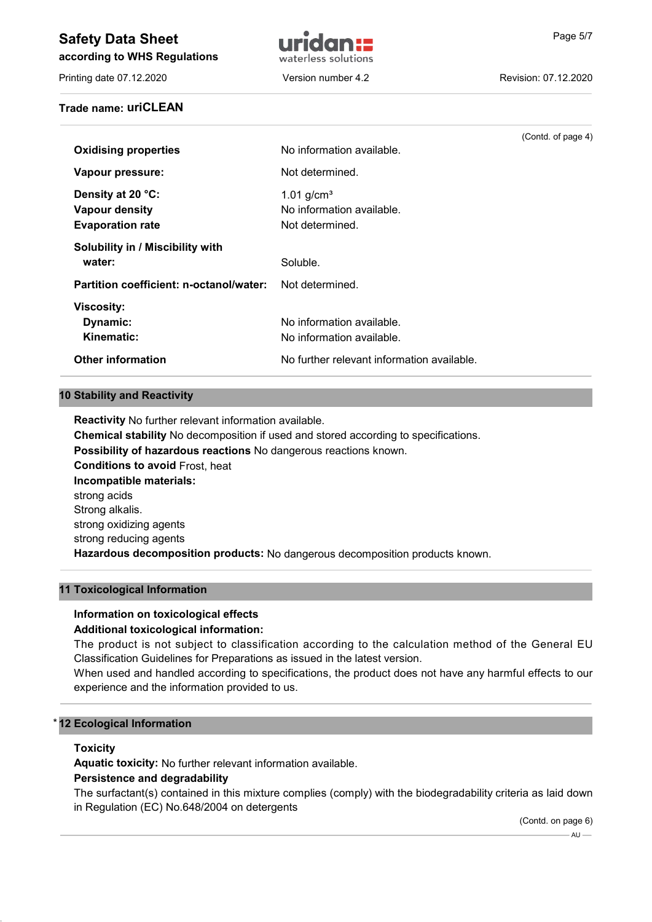**Trade name: uriCLEAN**

(Contd. of page 4)

| | |
|---|---|
| **Oxidising properties** | No information available. |
| **Vapour pressure:** | Not determined. |
| **Density at 20 °C:** | 1.01 g/cm³ |
| **Vapour density** | No information available. |
| **Evaporation rate** | Not determined. |
| **Solubility in / Miscibility with water:** | Soluble. |
| **Partition coefficient: n-octanol/water:** | Not determined. |
| **Viscosity:** | |
| **Dynamic:** | No information available. |
| **Kinematic:** | No information available. |
| **Other information** | No further relevant information available. |

## 10 Stability and Reactivity

**Reactivity** No further relevant information available.
**Chemical stability** No decomposition if used and stored according to specifications.
**Possibility of hazardous reactions** No dangerous reactions known.
**Conditions to avoid** Frost, heat
**Incompatible materials:**
strong acids
Strong alkalis.
strong oxidizing agents
strong reducing agents
**Hazardous decomposition products:** No dangerous decomposition products known.

## 11 Toxicological Information

**Information on toxicological effects**
**Additional toxicological information:**
The product is not subject to classification according to the calculation method of the General EU Classification Guidelines for Preparations as issued in the latest version.
When used and handled according to specifications, the product does not have any harmful effects to our experience and the information provided to us.

## * 12 Ecological Information

**Toxicity**
**Aquatic toxicity:** No further relevant information available.
**Persistence and degradability**
The surfactant(s) contained in this mixture complies (comply) with the biodegradability criteria as laid down in Regulation (EC) No.648/2004 on detergents

(Contd. on page 6)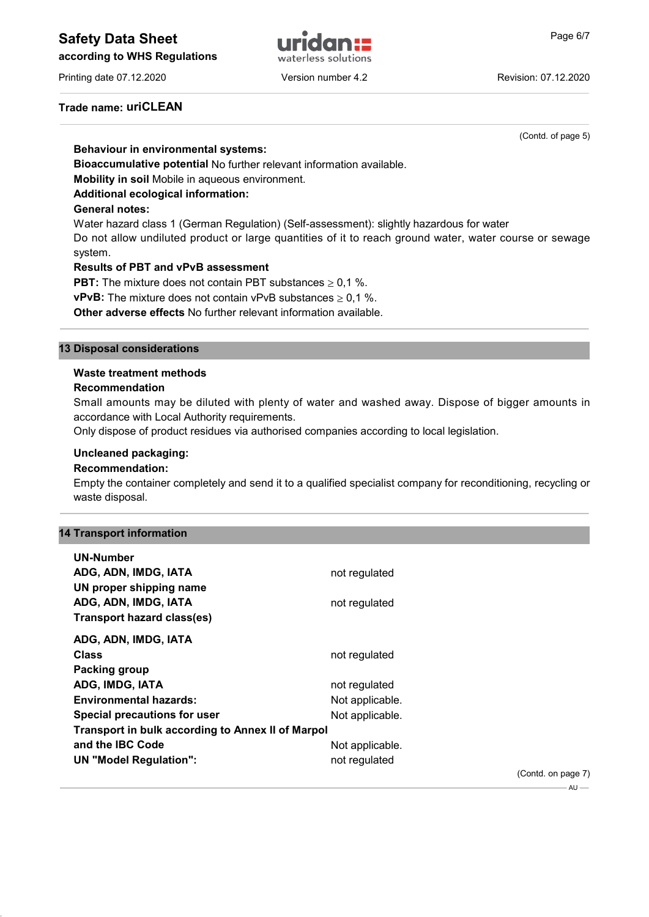**Trade name: uriCLEAN**

(Contd. of page 5)

**Behaviour in environmental systems:**

**Bioaccumulative potential** No further relevant information available.

**Mobility in soil** Mobile in aqueous environment.

**Additional ecological information:**

**General notes:**

Water hazard class 1 (German Regulation) (Self-assessment): slightly hazardous for water

Do not allow undiluted product or large quantities of it to reach ground water, water course or sewage system.

**Results of PBT and vPvB assessment**

**PBT:** The mixture does not contain PBT substances ≥ 0,1 %.

**vPvB:** The mixture does not contain vPvB substances ≥ 0,1 %.

**Other adverse effects** No further relevant information available.

## 13 Disposal considerations

**Waste treatment methods**

**Recommendation**

Small amounts may be diluted with plenty of water and washed away. Dispose of bigger amounts in accordance with Local Authority requirements.

Only dispose of product residues via authorised companies according to local legislation.

**Uncleaned packaging:**

**Recommendation:**

Empty the container completely and send it to a qualified specialist company for reconditioning, recycling or waste disposal.

## 14 Transport information

| | |
|---|---|
| **UN-Number** | |
| **ADG, ADN, IMDG, IATA** | not regulated |
| **UN proper shipping name** | |
| **ADG, ADN, IMDG, IATA** | not regulated |
| **Transport hazard class(es)** | |
| **ADG, ADN, IMDG, IATA** | |
| **Class** | not regulated |
| **Packing group** | |
| **ADG, IMDG, IATA** | not regulated |
| **Environmental hazards:** | Not applicable. |
| **Special precautions for user** | Not applicable. |
| **Transport in bulk according to Annex II of Marpol and the IBC Code** | Not applicable. |
| **UN "Model Regulation":** | not regulated |

(Contd. on page 7)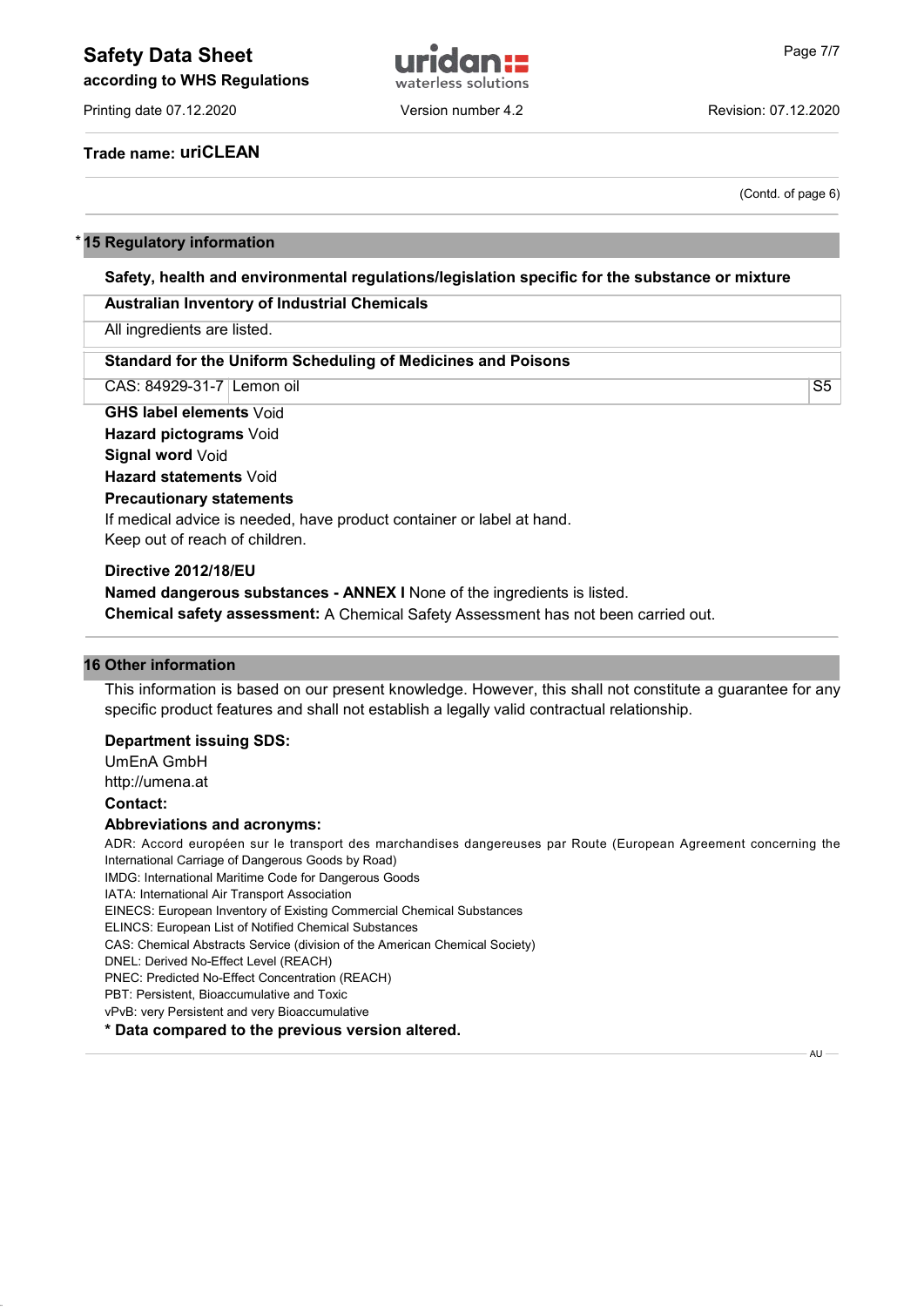(Contd. of page 6)

## * 15 Regulatory information

**Safety, health and environmental regulations/legislation specific for the substance or mixture**

**Australian Inventory of Industrial Chemicals**

All ingredients are listed.

**Standard for the Uniform Scheduling of Medicines and Poisons**

| | | |
|---|---|---|
| CAS: 84929-31-7 | Lemon oil | S5 |

**GHS label elements** Void

**Hazard pictograms** Void

**Signal word** Void

**Hazard statements** Void

**Precautionary statements**

If medical advice is needed, have product container or label at hand.
Keep out of reach of children.

**Directive 2012/18/EU**

**Named dangerous substances - ANNEX I** None of the ingredients is listed.

**Chemical safety assessment:** A Chemical Safety Assessment has not been carried out.

## 16 Other information

This information is based on our present knowledge. However, this shall not constitute a guarantee for any specific product features and shall not establish a legally valid contractual relationship.

**Department issuing SDS:**

UmEnA GmbH
http://umena.at

**Contact:**

**Abbreviations and acronyms:**

ADR: Accord européen sur le transport des marchandises dangereuses par Route (European Agreement concerning the International Carriage of Dangerous Goods by Road)
IMDG: International Maritime Code for Dangerous Goods
IATA: International Air Transport Association
EINECS: European Inventory of Existing Commercial Chemical Substances
ELINCS: European List of Notified Chemical Substances
CAS: Chemical Abstracts Service (division of the American Chemical Society)
DNEL: Derived No-Effect Level (REACH)
PNEC: Predicted No-Effect Concentration (REACH)
PBT: Persistent, Bioaccumulative and Toxic
vPvB: very Persistent and very Bioaccumulative

**\* Data compared to the previous version altered.**